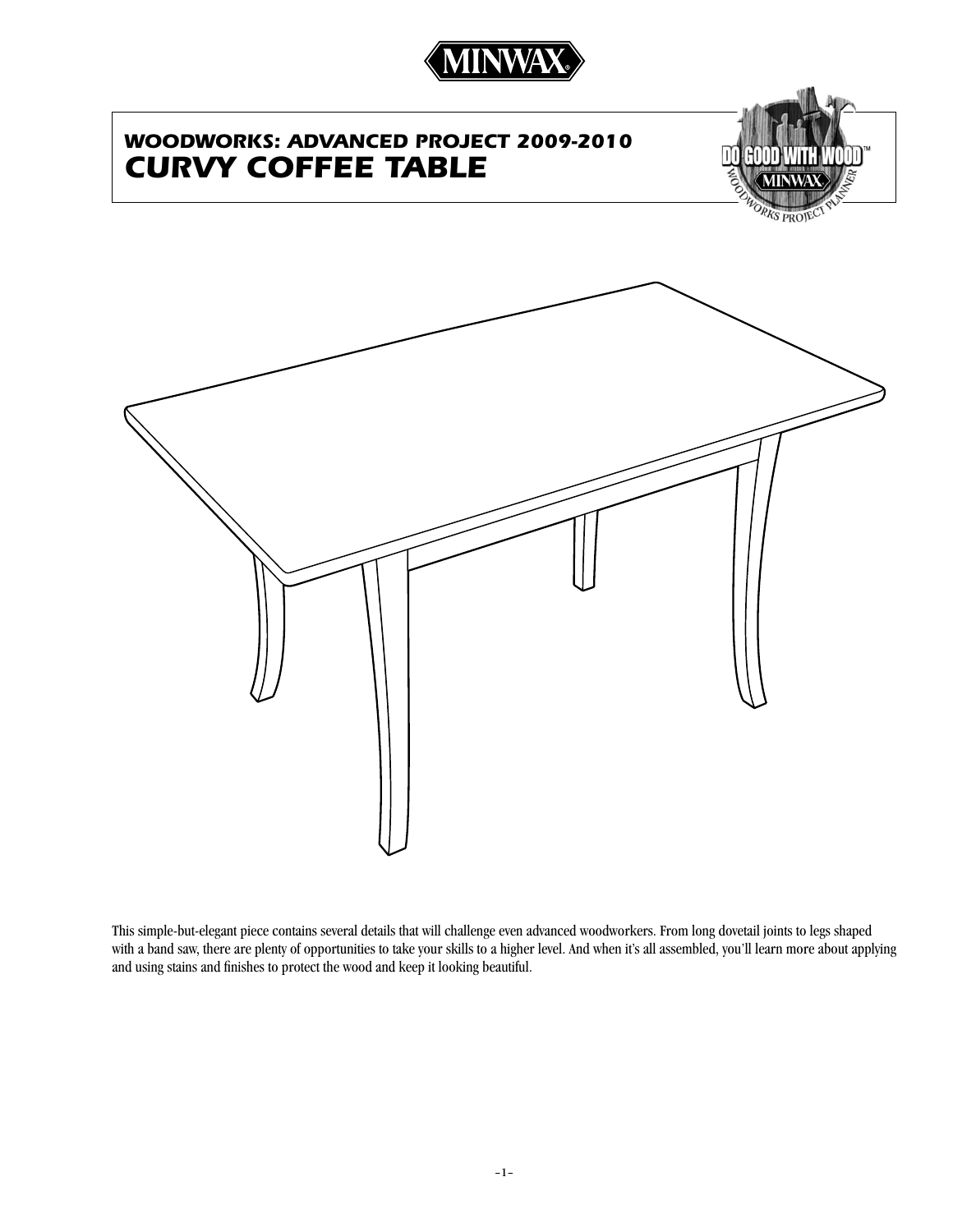MINWAX

## WOODWORKS: ADVANCED PROJECT 2009-2010

# CURVY COFFEE TABLE

This simple-but-elegant piece contains several details that will challenge even advanced woodworkers. From long dovetail joints to legs shaped with a band saw, there are plenty of opportunities to take your skills to a higher level. And when it's all assembled, you'll learn more about applying and using stains and finishes to protect the wood and keep it looking beautiful.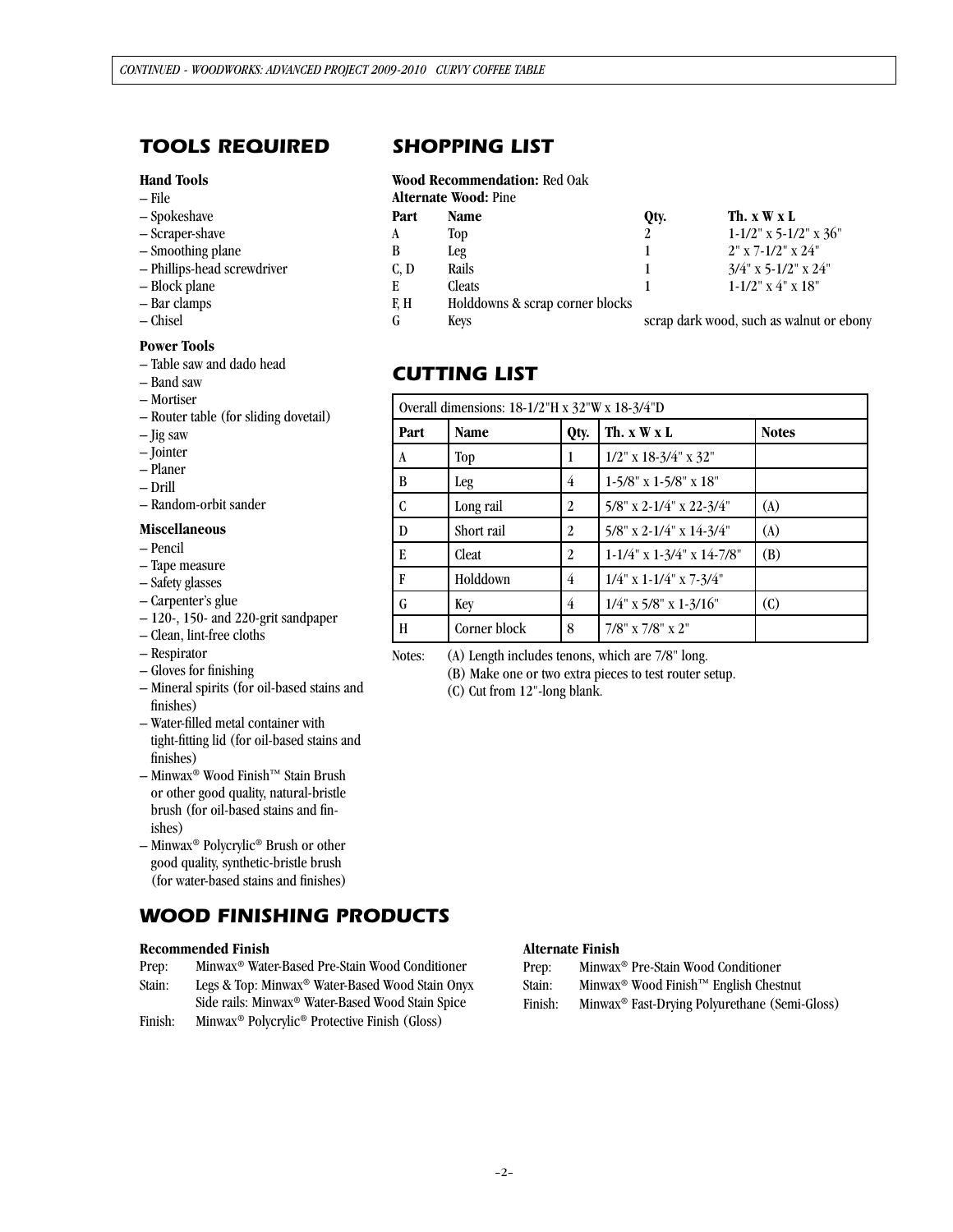## TOOLS REQUIRED

**Hand Tools**

– File
– Spokeshave
– Scraper-shave
– Smoothing plane
– Phillips-head screwdriver
– Block plane
– Bar clamps
– Chisel

**Power Tools**

– Table saw and dado head
– Band saw
– Mortiser
– Router table (for sliding dovetail)
– Jig saw
– Jointer
– Planer
– Drill
– Random-orbit sander

**Miscellaneous**

– Pencil
– Tape measure
– Safety glasses
– Carpenter's glue
– 120-, 150- and 220-grit sandpaper
– Clean, lint-free cloths
– Respirator
– Gloves for finishing
– Mineral spirits (for oil-based stains and finishes)
– Water-filled metal container with tight-fitting lid (for oil-based stains and finishes)
– Minwax® Wood Finish™ Stain Brush or other good quality, natural-bristle brush (for oil-based stains and finishes)
– Minwax® Polycrylic® Brush or other good quality, synthetic-bristle brush (for water-based stains and finishes)

## SHOPPING LIST

**Wood Recommendation:** Red Oak
**Alternate Wood:** Pine

| Part | Name | Qty. | Th. x W x L |
|---|---|---|---|
| A | Top | 2 | 1-1/2" x 5-1/2" x 36" |
| B | Leg | 1 | 2" x 7-1/2" x 24" |
| C, D | Rails | 1 | 3/4" x 5-1/2" x 24" |
| E | Cleats | 1 | 1-1/2" x 4" x 18" |
| F, H | Holddowns & scrap corner blocks | | |
| G | Keys | scrap dark wood, such as walnut or ebony | |

## CUTTING LIST

| Overall dimensions: 18-1/2"H x 32"W x 18-3/4"D | | | | |
|---|---|---|---|---|
| **Part** | **Name** | **Qty.** | **Th. x W x L** | **Notes** |
| A | Top | 1 | 1/2" x 18-3/4" x 32" | |
| B | Leg | 4 | 1-5/8" x 1-5/8" x 18" | |
| C | Long rail | 2 | 5/8" x 2-1/4" x 22-3/4" | (A) |
| D | Short rail | 2 | 5/8" x 2-1/4" x 14-3/4" | (A) |
| E | Cleat | 2 | 1-1/4" x 1-3/4" x 14-7/8" | (B) |
| F | Holddown | 4 | 1/4" x 1-1/4" x 7-3/4" | |
| G | Key | 4 | 1/4" x 5/8" x 1-3/16" | (C) |
| H | Corner block | 8 | 7/8" x 7/8" x 2" | |

Notes: (A) Length includes tenons, which are 7/8" long.
(B) Make one or two extra pieces to test router setup.
(C) Cut from 12"-long blank.

## WOOD FINISHING PRODUCTS

**Recommended Finish**

Prep: Minwax® Water-Based Pre-Stain Wood Conditioner
Stain: Legs & Top: Minwax® Water-Based Wood Stain Onyx
Side rails: Minwax® Water-Based Wood Stain Spice
Finish: Minwax® Polycrylic® Protective Finish (Gloss)

**Alternate Finish**

Prep: Minwax® Pre-Stain Wood Conditioner
Stain: Minwax® Wood Finish™ English Chestnut
Finish: Minwax® Fast-Drying Polyurethane (Semi-Gloss)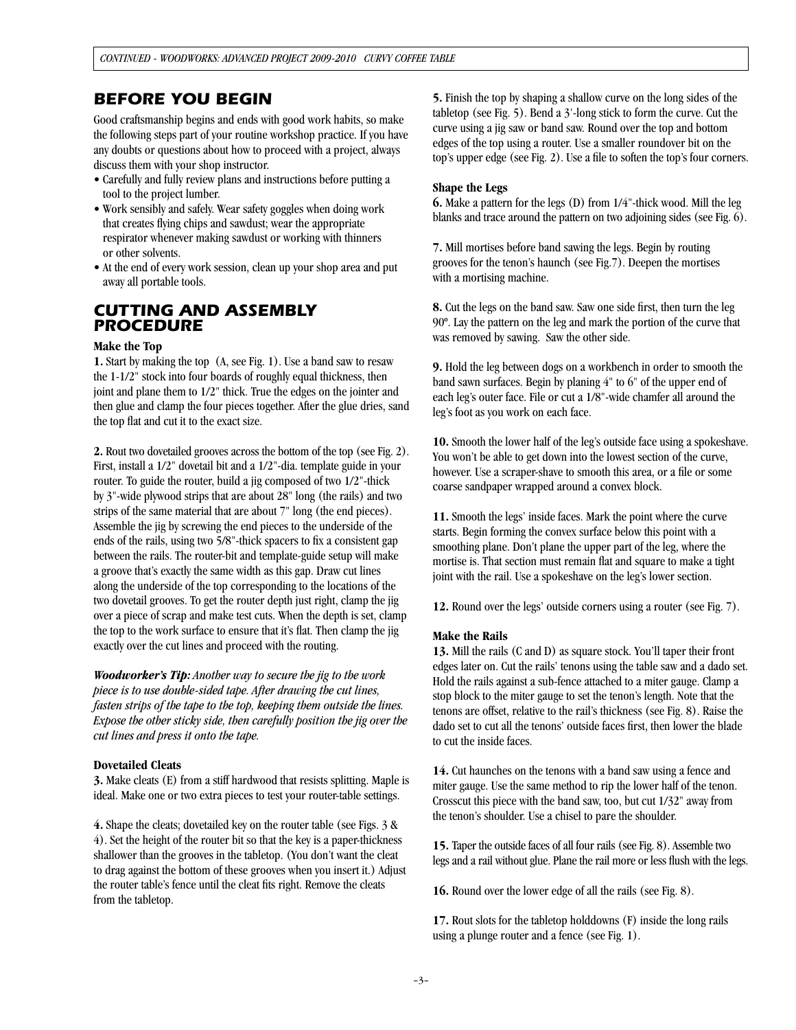## BEFORE YOU BEGIN

Good craftsmanship begins and ends with good work habits, so make the following steps part of your routine workshop practice. If you have any doubts or questions about how to proceed with a project, always discuss them with your shop instructor.

- Carefully and fully review plans and instructions before putting a tool to the project lumber.
- Work sensibly and safely. Wear safety goggles when doing work that creates flying chips and sawdust; wear the appropriate respirator whenever making sawdust or working with thinners or other solvents.
- At the end of every work session, clean up your shop area and put away all portable tools.

## CUTTING AND ASSEMBLY PROCEDURE

### Make the Top

**1.** Start by making the top (A, see Fig. 1). Use a band saw to resaw the 1-1/2" stock into four boards of roughly equal thickness, then joint and plane them to 1/2" thick. True the edges on the jointer and then glue and clamp the four pieces together. After the glue dries, sand the top flat and cut it to the exact size.

**2.** Rout two dovetailed grooves across the bottom of the top (see Fig. 2). First, install a 1/2" dovetail bit and a 1/2"-dia. template guide in your router. To guide the router, build a jig composed of two 1/2"-thick by 3"-wide plywood strips that are about 28" long (the rails) and two strips of the same material that are about 7" long (the end pieces). Assemble the jig by screwing the end pieces to the underside of the ends of the rails, using two 5/8"-thick spacers to fix a consistent gap between the rails. The router-bit and template-guide setup will make a groove that's exactly the same width as this gap. Draw cut lines along the underside of the top corresponding to the locations of the two dovetail grooves. To get the router depth just right, clamp the jig over a piece of scrap and make test cuts. When the depth is set, clamp the top to the work surface to ensure that it's flat. Then clamp the jig exactly over the cut lines and proceed with the routing.

***Woodworker's Tip:*** *Another way to secure the jig to the work piece is to use double-sided tape. After drawing the cut lines, fasten strips of the tape to the top, keeping them outside the lines. Expose the other sticky side, then carefully position the jig over the cut lines and press it onto the tape.*

### Dovetailed Cleats

**3.** Make cleats (E) from a stiff hardwood that resists splitting. Maple is ideal. Make one or two extra pieces to test your router-table settings.

**4.** Shape the cleats; dovetailed key on the router table (see Figs. 3 & 4). Set the height of the router bit so that the key is a paper-thickness shallower than the grooves in the tabletop. (You don't want the cleat to drag against the bottom of these grooves when you insert it.) Adjust the router table's fence until the cleat fits right. Remove the cleats from the tabletop.

**5.** Finish the top by shaping a shallow curve on the long sides of the tabletop (see Fig. 5). Bend a 3'-long stick to form the curve. Cut the curve using a jig saw or band saw. Round over the top and bottom edges of the top using a router. Use a smaller roundover bit on the top's upper edge (see Fig. 2). Use a file to soften the top's four corners.

### Shape the Legs

**6.** Make a pattern for the legs (D) from 1/4"-thick wood. Mill the leg blanks and trace around the pattern on two adjoining sides (see Fig. 6).

**7.** Mill mortises before band sawing the legs. Begin by routing grooves for the tenon's haunch (see Fig.7). Deepen the mortises with a mortising machine.

**8.** Cut the legs on the band saw. Saw one side first, then turn the leg 90º. Lay the pattern on the leg and mark the portion of the curve that was removed by sawing. Saw the other side.

**9.** Hold the leg between dogs on a workbench in order to smooth the band sawn surfaces. Begin by planing 4" to 6" of the upper end of each leg's outer face. File or cut a 1/8"-wide chamfer all around the leg's foot as you work on each face.

**10.** Smooth the lower half of the leg's outside face using a spokeshave. You won't be able to get down into the lowest section of the curve, however. Use a scraper-shave to smooth this area, or a file or some coarse sandpaper wrapped around a convex block.

**11.** Smooth the legs' inside faces. Mark the point where the curve starts. Begin forming the convex surface below this point with a smoothing plane. Don't plane the upper part of the leg, where the mortise is. That section must remain flat and square to make a tight joint with the rail. Use a spokeshave on the leg's lower section.

**12.** Round over the legs' outside corners using a router (see Fig. 7).

### Make the Rails

**13.** Mill the rails (C and D) as square stock. You'll taper their front edges later on. Cut the rails' tenons using the table saw and a dado set. Hold the rails against a sub-fence attached to a miter gauge. Clamp a stop block to the miter gauge to set the tenon's length. Note that the tenons are offset, relative to the rail's thickness (see Fig. 8). Raise the dado set to cut all the tenons' outside faces first, then lower the blade to cut the inside faces.

**14.** Cut haunches on the tenons with a band saw using a fence and miter gauge. Use the same method to rip the lower half of the tenon. Crosscut this piece with the band saw, too, but cut 1/32" away from the tenon's shoulder. Use a chisel to pare the shoulder.

**15.** Taper the outside faces of all four rails (see Fig. 8). Assemble two legs and a rail without glue. Plane the rail more or less flush with the legs.

**16.** Round over the lower edge of all the rails (see Fig. 8).

**17.** Rout slots for the tabletop holddowns (F) inside the long rails using a plunge router and a fence (see Fig. 1).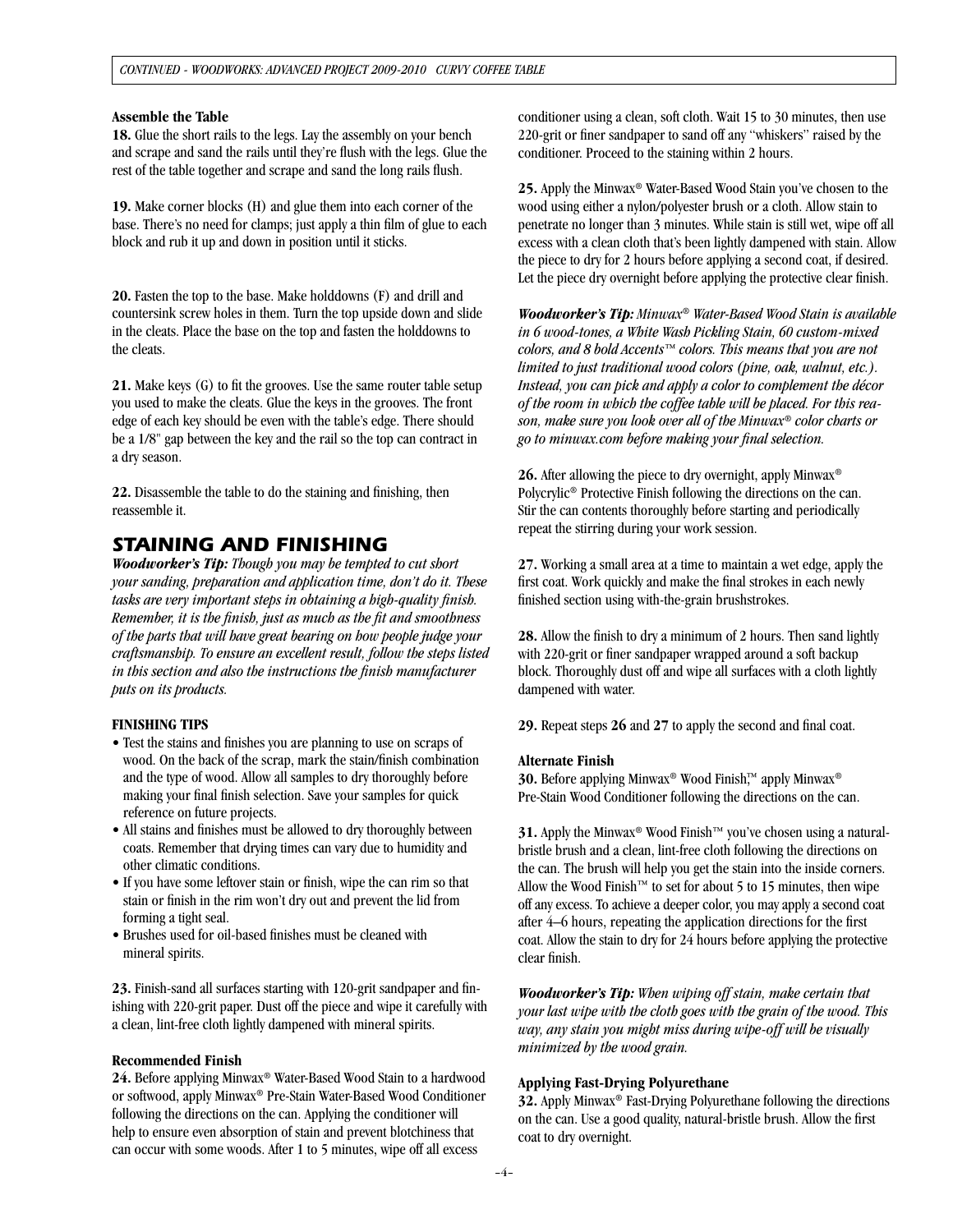### Assemble the Table

**18.** Glue the short rails to the legs. Lay the assembly on your bench and scrape and sand the rails until they're flush with the legs. Glue the rest of the table together and scrape and sand the long rails flush.

**19.** Make corner blocks (H) and glue them into each corner of the base. There's no need for clamps; just apply a thin film of glue to each block and rub it up and down in position until it sticks.

**20.** Fasten the top to the base. Make holddowns (F) and drill and countersink screw holes in them. Turn the top upside down and slide in the cleats. Place the base on the top and fasten the holddowns to the cleats.

**21.** Make keys (G) to fit the grooves. Use the same router table setup you used to make the cleats. Glue the keys in the grooves. The front edge of each key should be even with the table's edge. There should be a 1/8" gap between the key and the rail so the top can contract in a dry season.

**22.** Disassemble the table to do the staining and finishing, then reassemble it.

## STAINING AND FINISHING

***Woodworker's Tip:*** *Though you may be tempted to cut short your sanding, preparation and application time, don't do it. These tasks are very important steps in obtaining a high-quality finish. Remember, it is the finish, just as much as the fit and smoothness of the parts that will have great bearing on how people judge your craftsmanship. To ensure an excellent result, follow the steps listed in this section and also the instructions the finish manufacturer puts on its products.*

#### FINISHING TIPS

- Test the stains and finishes you are planning to use on scraps of wood. On the back of the scrap, mark the stain/finish combination and the type of wood. Allow all samples to dry thoroughly before making your final finish selection. Save your samples for quick reference on future projects.
- All stains and finishes must be allowed to dry thoroughly between coats. Remember that drying times can vary due to humidity and other climatic conditions.
- If you have some leftover stain or finish, wipe the can rim so that stain or finish in the rim won't dry out and prevent the lid from forming a tight seal.
- Brushes used for oil-based finishes must be cleaned with mineral spirits.

**23.** Finish-sand all surfaces starting with 120-grit sandpaper and finishing with 220-grit paper. Dust off the piece and wipe it carefully with a clean, lint-free cloth lightly dampened with mineral spirits.

### Recommended Finish

**24.** Before applying Minwax® Water-Based Wood Stain to a hardwood or softwood, apply Minwax® Pre-Stain Water-Based Wood Conditioner following the directions on the can. Applying the conditioner will help to ensure even absorption of stain and prevent blotchiness that can occur with some woods. After 1 to 5 minutes, wipe off all excess conditioner using a clean, soft cloth. Wait 15 to 30 minutes, then use 220-grit or finer sandpaper to sand off any "whiskers" raised by the conditioner. Proceed to the staining within 2 hours.

**25.** Apply the Minwax® Water-Based Wood Stain you've chosen to the wood using either a nylon/polyester brush or a cloth. Allow stain to penetrate no longer than 3 minutes. While stain is still wet, wipe off all excess with a clean cloth that's been lightly dampened with stain. Allow the piece to dry for 2 hours before applying a second coat, if desired. Let the piece dry overnight before applying the protective clear finish.

***Woodworker's Tip:*** *Minwax® Water-Based Wood Stain is available in 6 wood-tones, a White Wash Pickling Stain, 60 custom-mixed colors, and 8 bold Accents™ colors. This means that you are not limited to just traditional wood colors (pine, oak, walnut, etc.). Instead, you can pick and apply a color to complement the décor of the room in which the coffee table will be placed. For this reason, make sure you look over all of the Minwax® color charts or go to minwax.com before making your final selection.*

**26.** After allowing the piece to dry overnight, apply Minwax® Polycrylic® Protective Finish following the directions on the can. Stir the can contents thoroughly before starting and periodically repeat the stirring during your work session.

**27.** Working a small area at a time to maintain a wet edge, apply the first coat. Work quickly and make the final strokes in each newly finished section using with-the-grain brushstrokes.

**28.** Allow the finish to dry a minimum of 2 hours. Then sand lightly with 220-grit or finer sandpaper wrapped around a soft backup block. Thoroughly dust off and wipe all surfaces with a cloth lightly dampened with water.

**29.** Repeat steps **26** and **27** to apply the second and final coat.

### Alternate Finish

**30.** Before applying Minwax® Wood Finish,™ apply Minwax® Pre-Stain Wood Conditioner following the directions on the can.

**31.** Apply the Minwax® Wood Finish™ you've chosen using a natural-bristle brush and a clean, lint-free cloth following the directions on the can. The brush will help you get the stain into the inside corners. Allow the Wood Finish™ to set for about 5 to 15 minutes, then wipe off any excess. To achieve a deeper color, you may apply a second coat after 4–6 hours, repeating the application directions for the first coat. Allow the stain to dry for 24 hours before applying the protective clear finish.

***Woodworker's Tip:*** *When wiping off stain, make certain that your last wipe with the cloth goes with the grain of the wood. This way, any stain you might miss during wipe-off will be visually minimized by the wood grain.*

### Applying Fast-Drying Polyurethane

**32.** Apply Minwax® Fast-Drying Polyurethane following the directions on the can. Use a good quality, natural-bristle brush. Allow the first coat to dry overnight.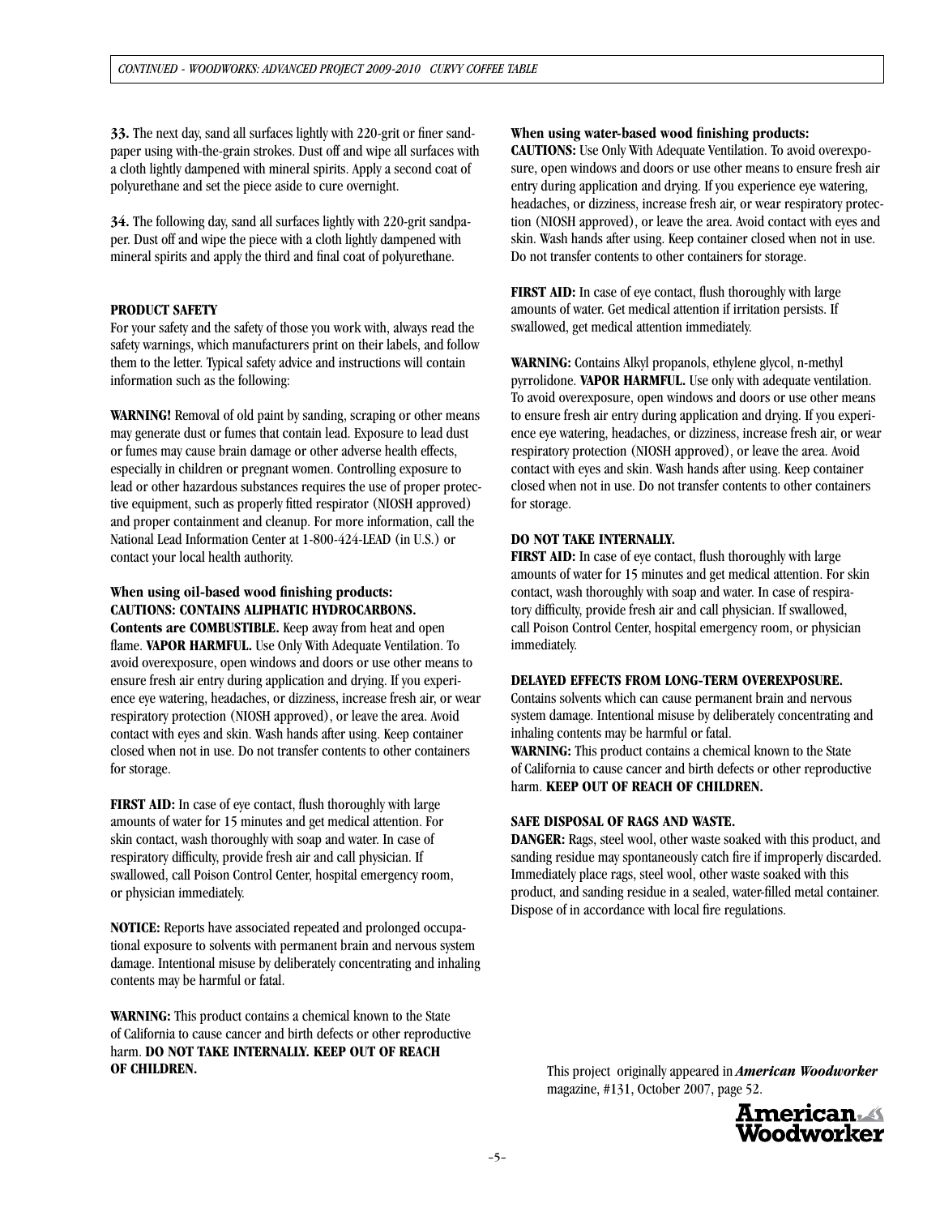**33.** The next day, sand all surfaces lightly with 220-grit or finer sandpaper using with-the-grain strokes. Dust off and wipe all surfaces with a cloth lightly dampened with mineral spirits. Apply a second coat of polyurethane and set the piece aside to cure overnight.

**34.** The following day, sand all surfaces lightly with 220-grit sandpaper. Dust off and wipe the piece with a cloth lightly dampened with mineral spirits and apply the third and final coat of polyurethane.

**PRODUCT SAFETY**

For your safety and the safety of those you work with, always read the safety warnings, which manufacturers print on their labels, and follow them to the letter. Typical safety advice and instructions will contain information such as the following:

**WARNING!** Removal of old paint by sanding, scraping or other means may generate dust or fumes that contain lead. Exposure to lead dust or fumes may cause brain damage or other adverse health effects, especially in children or pregnant women. Controlling exposure to lead or other hazardous substances requires the use of proper protective equipment, such as properly fitted respirator (NIOSH approved) and proper containment and cleanup. For more information, call the National Lead Information Center at 1-800-424-LEAD (in U.S.) or contact your local health authority.

**When using oil-based wood finishing products:**
**CAUTIONS: CONTAINS ALIPHATIC HYDROCARBONS. Contents are COMBUSTIBLE.** Keep away from heat and open flame. **VAPOR HARMFUL.** Use Only With Adequate Ventilation. To avoid overexposure, open windows and doors or use other means to ensure fresh air entry during application and drying. If you experience eye watering, headaches, or dizziness, increase fresh air, or wear respiratory protection (NIOSH approved), or leave the area. Avoid contact with eyes and skin. Wash hands after using. Keep container closed when not in use. Do not transfer contents to other containers for storage.

**FIRST AID:** In case of eye contact, flush thoroughly with large amounts of water for 15 minutes and get medical attention. For skin contact, wash thoroughly with soap and water. In case of respiratory difficulty, provide fresh air and call physician. If swallowed, call Poison Control Center, hospital emergency room, or physician immediately.

**NOTICE:** Reports have associated repeated and prolonged occupational exposure to solvents with permanent brain and nervous system damage. Intentional misuse by deliberately concentrating and inhaling contents may be harmful or fatal.

**WARNING:** This product contains a chemical known to the State of California to cause cancer and birth defects or other reproductive harm. **DO NOT TAKE INTERNALLY. KEEP OUT OF REACH OF CHILDREN.**

**When using water-based wood finishing products:**
**CAUTIONS:** Use Only With Adequate Ventilation. To avoid overexposure, open windows and doors or use other means to ensure fresh air entry during application and drying. If you experience eye watering, headaches, or dizziness, increase fresh air, or wear respiratory protection (NIOSH approved), or leave the area. Avoid contact with eyes and skin. Wash hands after using. Keep container closed when not in use. Do not transfer contents to other containers for storage.

**FIRST AID:** In case of eye contact, flush thoroughly with large amounts of water. Get medical attention if irritation persists. If swallowed, get medical attention immediately.

**WARNING:** Contains Alkyl propanols, ethylene glycol, n-methyl pyrrolidone. **VAPOR HARMFUL.** Use only with adequate ventilation. To avoid overexposure, open windows and doors or use other means to ensure fresh air entry during application and drying. If you experience eye watering, headaches, or dizziness, increase fresh air, or wear respiratory protection (NIOSH approved), or leave the area. Avoid contact with eyes and skin. Wash hands after using. Keep container closed when not in use. Do not transfer contents to other containers for storage.

**DO NOT TAKE INTERNALLY.**
**FIRST AID:** In case of eye contact, flush thoroughly with large amounts of water for 15 minutes and get medical attention. For skin contact, wash thoroughly with soap and water. In case of respiratory difficulty, provide fresh air and call physician. If swallowed, call Poison Control Center, hospital emergency room, or physician immediately.

**DELAYED EFFECTS FROM LONG-TERM OVEREXPOSURE.**
Contains solvents which can cause permanent brain and nervous system damage. Intentional misuse by deliberately concentrating and inhaling contents may be harmful or fatal.
**WARNING:** This product contains a chemical known to the State of California to cause cancer and birth defects or other reproductive harm. **KEEP OUT OF REACH OF CHILDREN.**

**SAFE DISPOSAL OF RAGS AND WASTE.**
**DANGER:** Rags, steel wool, other waste soaked with this product, and sanding residue may spontaneously catch fire if improperly discarded. Immediately place rags, steel wool, other waste soaked with this product, and sanding residue in a sealed, water-filled metal container. Dispose of in accordance with local fire regulations.

This project originally appeared in ***American Woodworker*** magazine, #131, October 2007, page 52.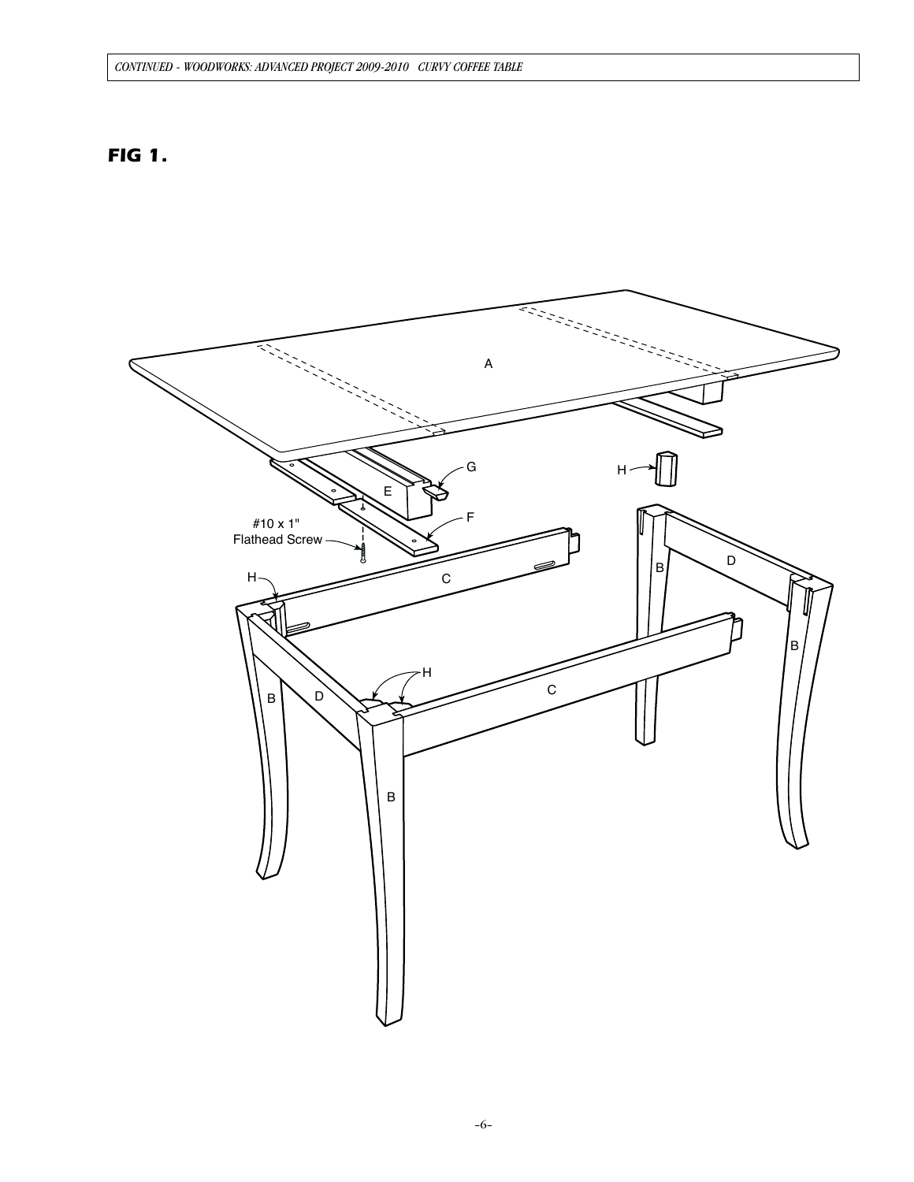## FIG 1.

A

G

H

E

F

#10 x 1"
Flathead Screw

C

H

B

D

B

D

H

C

B

B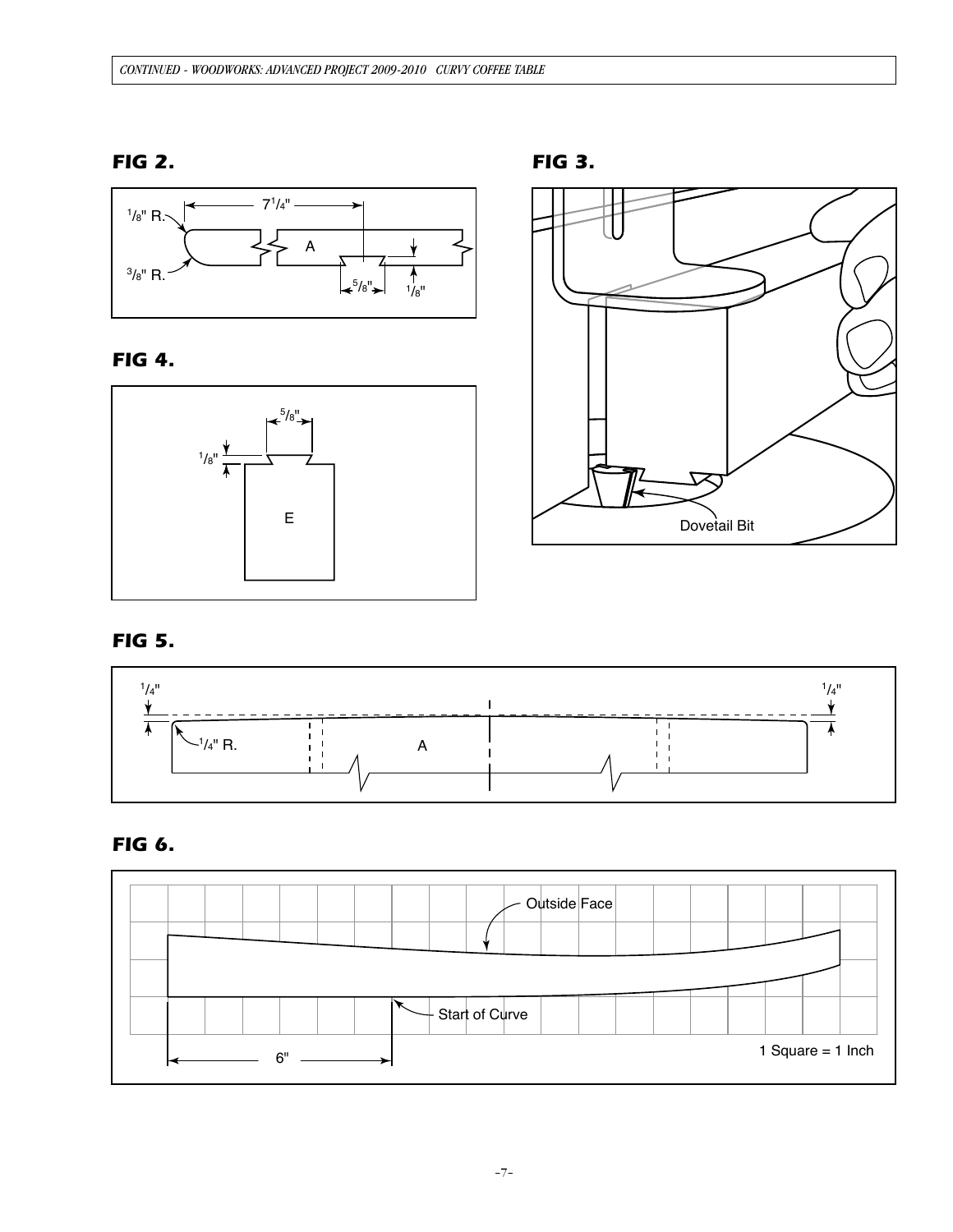## FIG 2.

$7^1/_4$"

$^1/_8$" R.

$^3/_8$" R.

A

$^5/_8$"

$^1/_8$"

## FIG 3.

Dovetail Bit

## FIG 4.

$^5/_8$"

$^1/_8$"

E

## FIG 5.

$^1/_4$"

$^1/_4$"

$^1/_4$" R.

A

## FIG 6.

Outside Face

Start of Curve

6"

1 Square = 1 Inch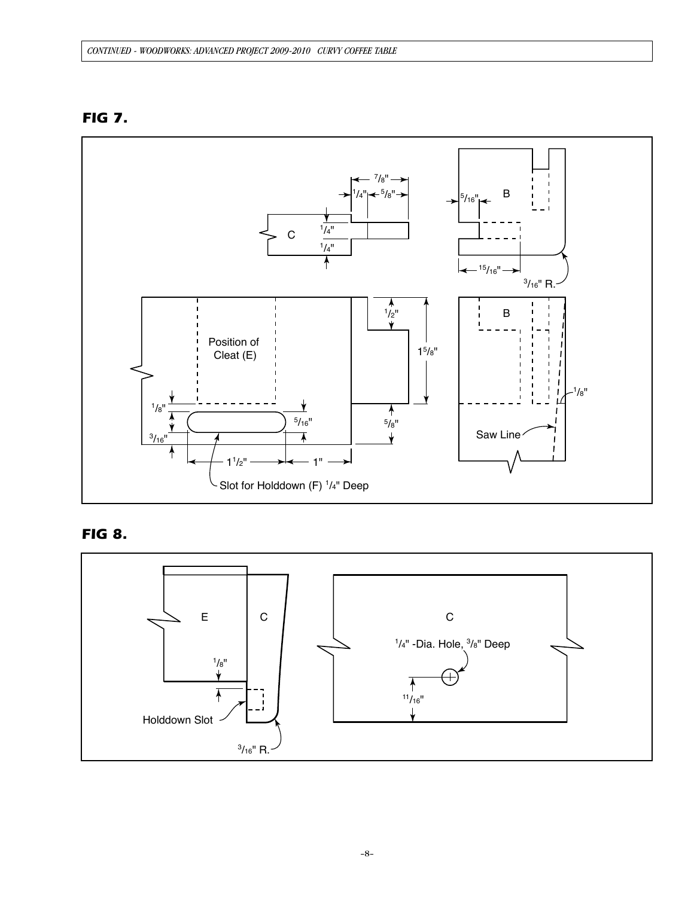## FIG 7.

7/8"

1/4"

5/8"

C

1/4"

1/4"

5/16"

B

15/16"

3/16" R.

1/2"

1 5/8"

Position of Cleat (E)

B

1/8"

1/8"

5/16"

5/8"

3/16"

Saw Line

1 1/2"

1"

Slot for Holddown (F) 1/4" Deep

## FIG 8.

E

C

1/8"

Holddown Slot

3/16" R.

C

1/4" -Dia. Hole, 3/8" Deep

11/16"